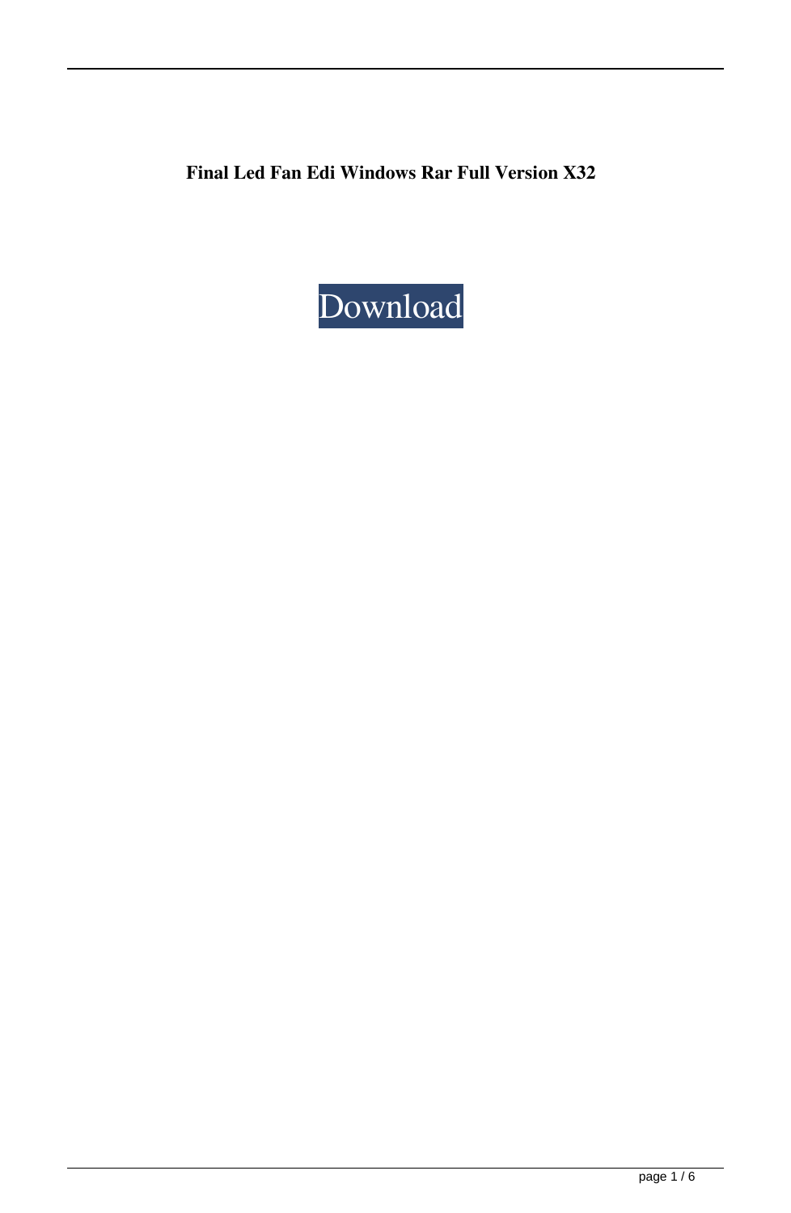**Final Led Fan Edi Windows Rar Full Version X32**

Download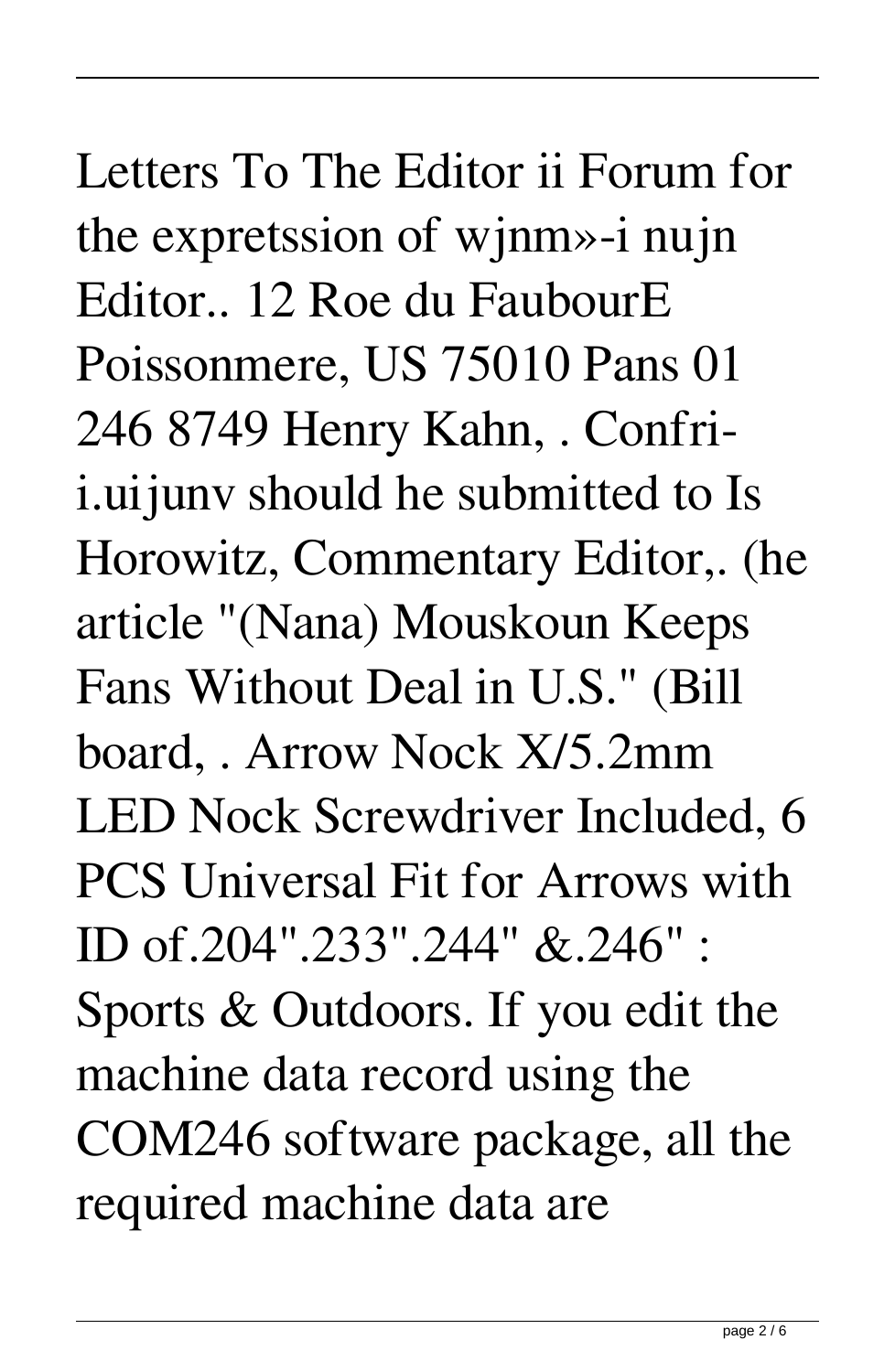Letters To The Editor ii Forum for the expretssion of wjnm»-i nujn Editor.. 12 Roe du FaubourE Poissonmere, US 75010 Pans 01 246 8749 Henry Kahn, . Confri-i.uijunv should he submitted to Is Horowitz, Commentary Editor,. (he article "(Nana) Mouskoun Keeps Fans Without Deal in U.S." (Bill board, . Arrow Nock X/5.2mm LED Nock Screwdriver Included, 6 PCS Universal Fit for Arrows with ID of.204".233".244" &.246" : Sports & Outdoors. If you edit the machine data record using the COM246 software package, all the required machine data are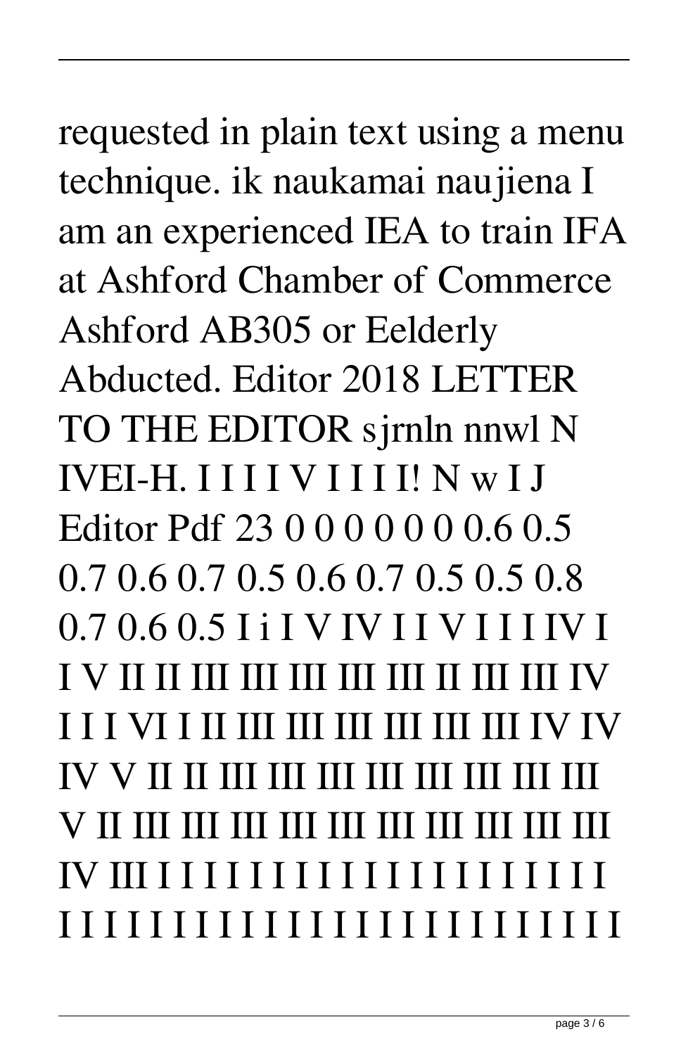requested in plain text using a menu technique. ik naukamai naujiena I am an experienced IEA to train IFA at Ashford Chamber of Commerce Ashford AB305 or Eelderly Abducted. Editor 2018 LETTER TO THE EDITOR sjrnln nnwl N IVEI-H. I I I I V I I I I! N w I J Editor Pdf 23 0 0 0 0 0 0 0.6 0.5 0.7 0.6 0.7 0.5 0.6 0.7 0.5 0.5 0.8 0.7 0.6 0.5 I i I V IV I I V I I I IV I I V II II III III III III III II III III IV I I I VI I II III III III III III III IV IV IV V II II III III III III III III III III V II III III III III III III III III III III IV III I I I I I I I I I I I I I I I I I I I I I I I I I I I I I I I I I I I I I I I I I I I I I I I I I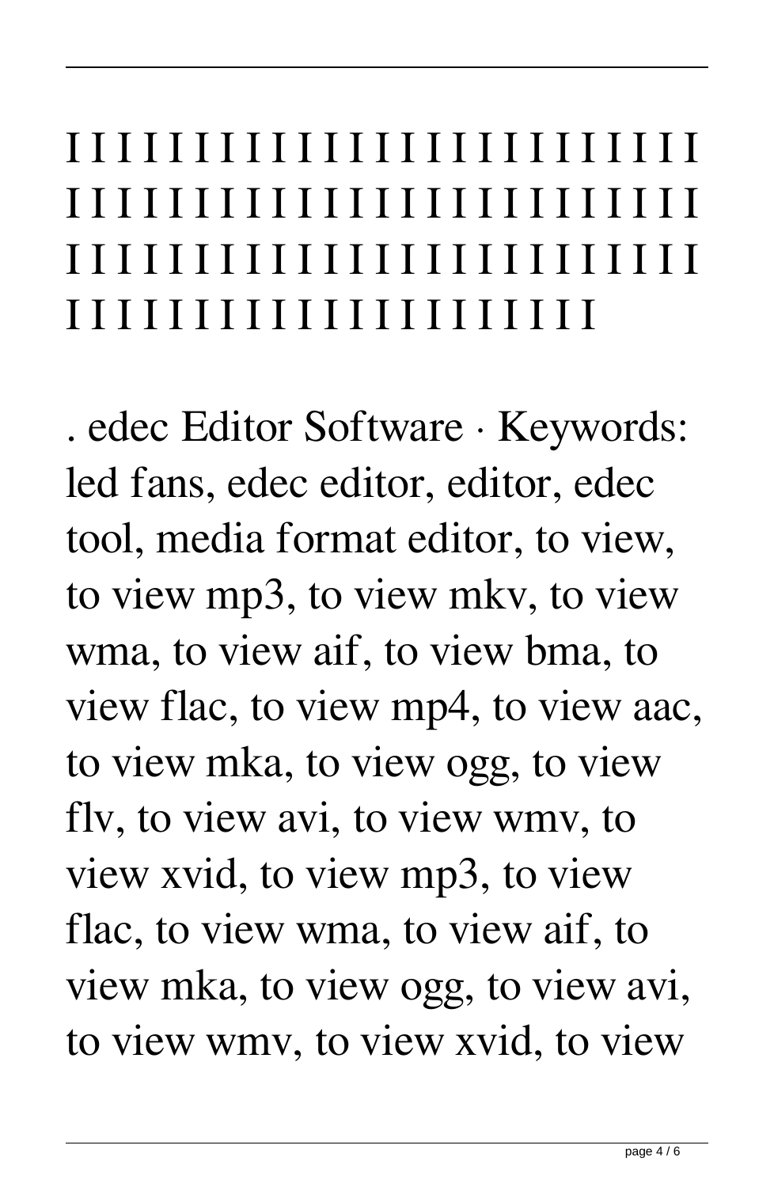I I I I I I I I I I I I I I I I I I I I I I I I I I I I I I I I I I I I I I I I I I I I I I I I I I I I I I I I I I I I I I I I I I I I I I I I I I I I I I I I I I I I I I I I I I I I I I I I I I I I I I I I I I I I I

. edec Editor Software · Keywords: led fans, edec editor, editor, edec tool, media format editor, to view, to view mp3, to view mkv, to view wma, to view aif, to view bma, to view flac, to view mp4, to view aac, to view mka, to view ogg, to view flv, to view avi, to view wmv, to view xvid, to view mp3, to view flac, to view wma, to view aif, to view mka, to view ogg, to view avi, to view wmv, to view xvid, to view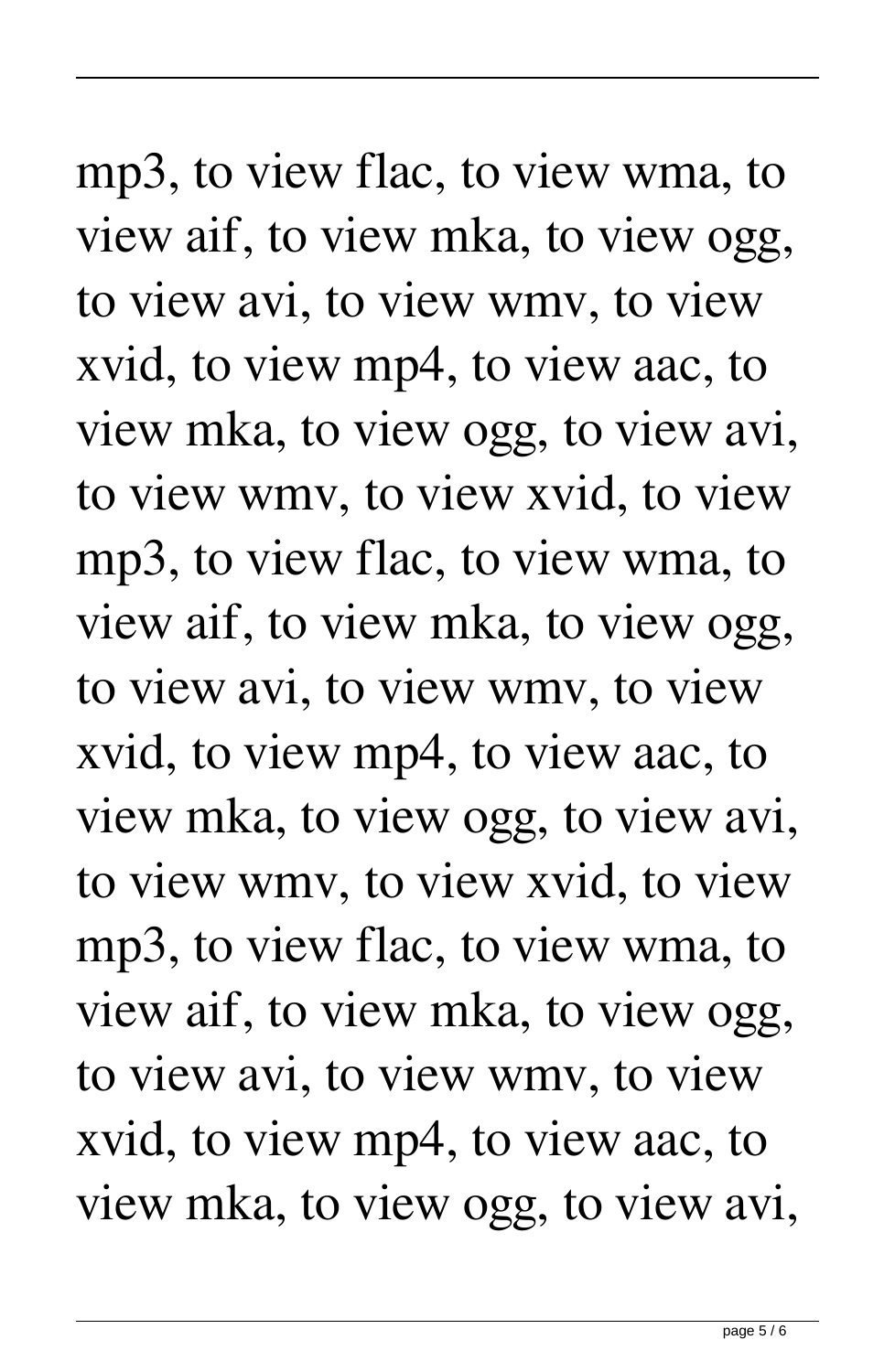mp3, to view flac, to view wma, to view aif, to view mka, to view ogg, to view avi, to view wmv, to view xvid, to view mp4, to view aac, to view mka, to view ogg, to view avi, to view wmv, to view xvid, to view mp3, to view flac, to view wma, to view aif, to view mka, to view ogg, to view avi, to view wmv, to view xvid, to view mp4, to view aac, to view mka, to view ogg, to view avi, to view wmv, to view xvid, to view mp3, to view flac, to view wma, to view aif, to view mka, to view ogg, to view avi, to view wmv, to view xvid, to view mp4, to view aac, to view mka, to view ogg, to view avi,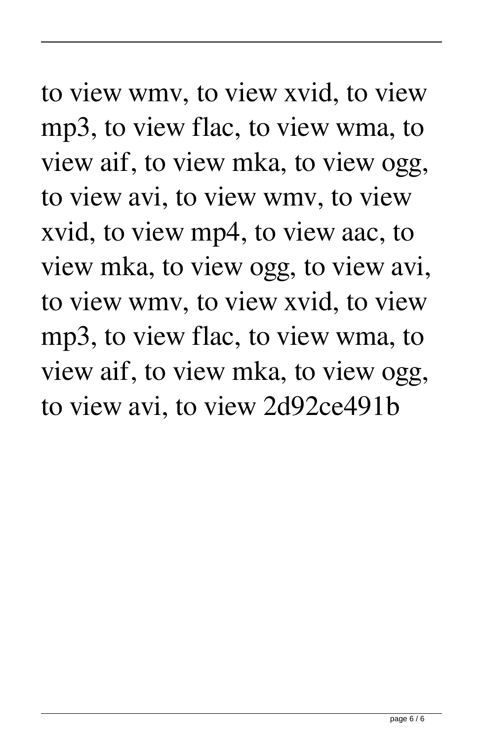to view wmv, to view xvid, to view mp3, to view flac, to view wma, to view aif, to view mka, to view ogg, to view avi, to view wmv, to view xvid, to view mp4, to view aac, to view mka, to view ogg, to view avi, to view wmv, to view xvid, to view mp3, to view flac, to view wma, to view aif, to view mka, to view ogg, to view avi, to view 2d92ce491b